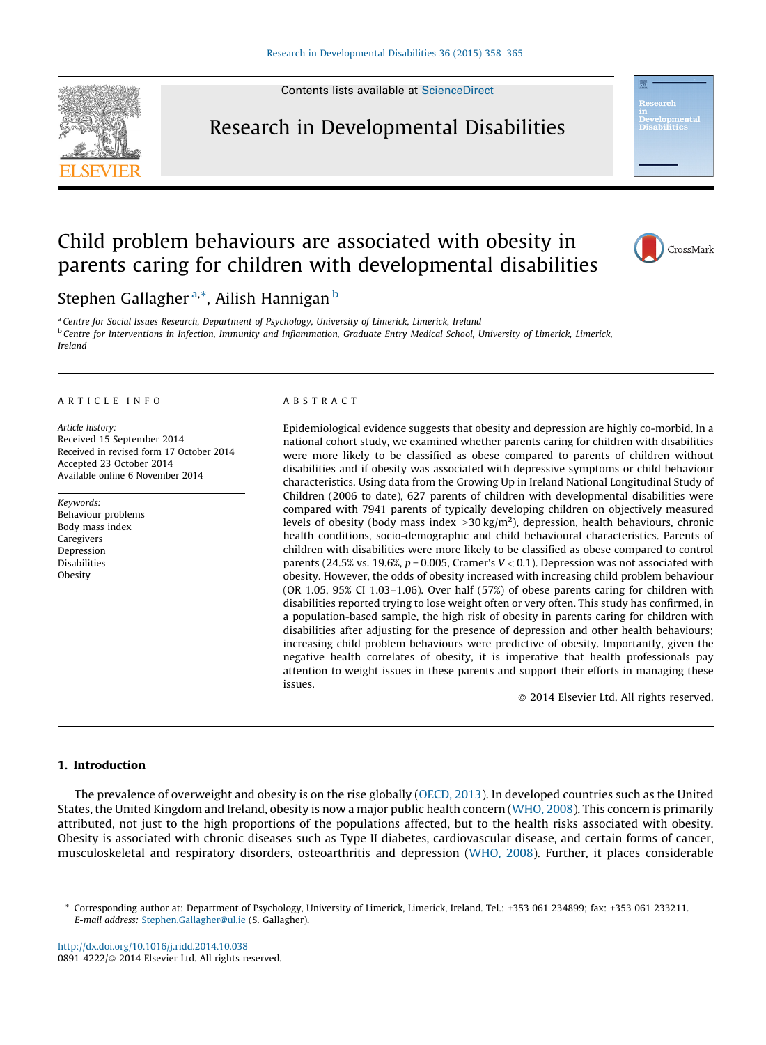# Child problem behaviours are associated with obesity in parents caring for children with developmental disabilities

Stephen Gallagher [a,*], Ailish Hannigan [b]

[a] Centre for Social Issues Research, Department of Psychology, University of Limerick, Limerick, Ireland
[b] Centre for Interventions in Infection, Immunity and Inflammation, Graduate Entry Medical School, University of Limerick, Limerick, Ireland

ARTICLE INFO

*Article history:*
Received 15 September 2014
Received in revised form 17 October 2014
Accepted 23 October 2014
Available online 6 November 2014

*Keywords:*
Behaviour problems
Body mass index
Caregivers
Depression
Disabilities
Obesity

ABSTRACT

Epidemiological evidence suggests that obesity and depression are highly co-morbid. In a national cohort study, we examined whether parents caring for children with disabilities were more likely to be classified as obese compared to parents of children without disabilities and if obesity was associated with depressive symptoms or child behaviour characteristics. Using data from the Growing Up in Ireland National Longitudinal Study of Children (2006 to date), 627 parents of children with developmental disabilities were compared with 7941 parents of typically developing children on objectively measured levels of obesity (body mass index $\geq 30\,kg/m^2$), depression, health behaviours, chronic health conditions, socio-demographic and child behavioural characteristics. Parents of children with disabilities were more likely to be classified as obese compared to control parents (24.5% vs. 19.6%, $p = 0.005$, Cramer's $V < 0.1$). Depression was not associated with obesity. However, the odds of obesity increased with increasing child problem behaviour (OR 1.05, 95% CI 1.03–1.06). Over half (57%) of obese parents caring for children with disabilities reported trying to lose weight often or very often. This study has confirmed, in a population-based sample, the high risk of obesity in parents caring for children with disabilities after adjusting for the presence of depression and other health behaviours; increasing child problem behaviours were predictive of obesity. Importantly, given the negative health correlates of obesity, it is imperative that health professionals pay attention to weight issues in these parents and support their efforts in managing these issues.

© 2014 Elsevier Ltd. All rights reserved.

## 1. Introduction

The prevalence of overweight and obesity is on the rise globally (OECD, 2013). In developed countries such as the United States, the United Kingdom and Ireland, obesity is now a major public health concern (WHO, 2008). This concern is primarily attributed, not just to the high proportions of the populations affected, but to the health risks associated with obesity. Obesity is associated with chronic diseases such as Type II diabetes, cardiovascular disease, and certain forms of cancer, musculoskeletal and respiratory disorders, osteoarthritis and depression (WHO, 2008). Further, it places considerable

* Corresponding author at: Department of Psychology, University of Limerick, Limerick, Ireland. Tel.: +353 061 234899; fax: +353 061 233211.
*E-mail address:* Stephen.Gallagher@ul.ie (S. Gallagher).

http://dx.doi.org/10.1016/j.ridd.2014.10.038
0891-4222/© 2014 Elsevier Ltd. All rights reserved.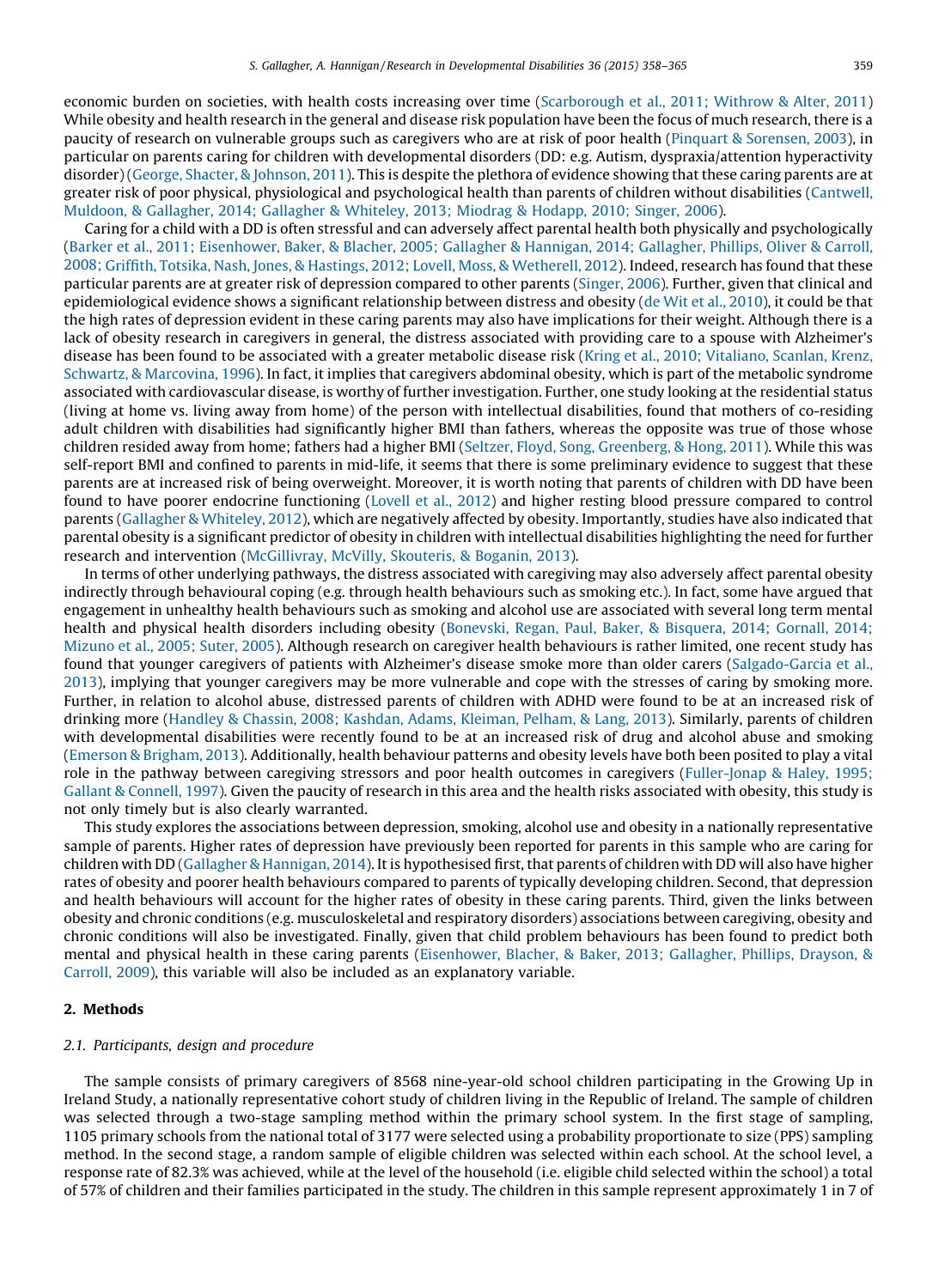economic burden on societies, with health costs increasing over time (Scarborough et al., 2011; Withrow & Alter, 2011) While obesity and health research in the general and disease risk population have been the focus of much research, there is a paucity of research on vulnerable groups such as caregivers who are at risk of poor health (Pinquart & Sorensen, 2003), in particular on parents caring for children with developmental disorders (DD: e.g. Autism, dyspraxia/attention hyperactivity disorder) (George, Shacter, & Johnson, 2011). This is despite the plethora of evidence showing that these caring parents are at greater risk of poor physical, physiological and psychological health than parents of children without disabilities (Cantwell, Muldoon, & Gallagher, 2014; Gallagher & Whiteley, 2013; Miodrag & Hodapp, 2010; Singer, 2006).

Caring for a child with a DD is often stressful and can adversely affect parental health both physically and psychologically (Barker et al., 2011; Eisenhower, Baker, & Blacher, 2005; Gallagher & Hannigan, 2014; Gallagher, Phillips, Oliver & Carroll, 2008; Griffith, Totsika, Nash, Jones, & Hastings, 2012; Lovell, Moss, & Wetherell, 2012). Indeed, research has found that these particular parents are at greater risk of depression compared to other parents (Singer, 2006). Further, given that clinical and epidemiological evidence shows a significant relationship between distress and obesity (de Wit et al., 2010), it could be that the high rates of depression evident in these caring parents may also have implications for their weight. Although there is a lack of obesity research in caregivers in general, the distress associated with providing care to a spouse with Alzheimer's disease has been found to be associated with a greater metabolic disease risk (Kring et al., 2010; Vitaliano, Scanlan, Krenz, Schwartz, & Marcovina, 1996). In fact, it implies that caregivers abdominal obesity, which is part of the metabolic syndrome associated with cardiovascular disease, is worthy of further investigation. Further, one study looking at the residential status (living at home vs. living away from home) of the person with intellectual disabilities, found that mothers of co-residing adult children with disabilities had significantly higher BMI than fathers, whereas the opposite was true of those whose children resided away from home; fathers had a higher BMI (Seltzer, Floyd, Song, Greenberg, & Hong, 2011). While this was self-report BMI and confined to parents in mid-life, it seems that there is some preliminary evidence to suggest that these parents are at increased risk of being overweight. Moreover, it is worth noting that parents of children with DD have been found to have poorer endocrine functioning (Lovell et al., 2012) and higher resting blood pressure compared to control parents (Gallagher & Whiteley, 2012), which are negatively affected by obesity. Importantly, studies have also indicated that parental obesity is a significant predictor of obesity in children with intellectual disabilities highlighting the need for further research and intervention (McGillivray, McVilly, Skouteris, & Boganin, 2013).

In terms of other underlying pathways, the distress associated with caregiving may also adversely affect parental obesity indirectly through behavioural coping (e.g. through health behaviours such as smoking etc.). In fact, some have argued that engagement in unhealthy health behaviours such as smoking and alcohol use are associated with several long term mental health and physical health disorders including obesity (Bonevski, Regan, Paul, Baker, & Bisquera, 2014; Gornall, 2014; Mizuno et al., 2005; Suter, 2005). Although research on caregiver health behaviours is rather limited, one recent study has found that younger caregivers of patients with Alzheimer's disease smoke more than older carers (Salgado-Garcia et al., 2013), implying that younger caregivers may be more vulnerable and cope with the stresses of caring by smoking more. Further, in relation to alcohol abuse, distressed parents of children with ADHD were found to be at an increased risk of drinking more (Handley & Chassin, 2008; Kashdan, Adams, Kleiman, Pelham, & Lang, 2013). Similarly, parents of children with developmental disabilities were recently found to be at an increased risk of drug and alcohol abuse and smoking (Emerson & Brigham, 2013). Additionally, health behaviour patterns and obesity levels have both been posited to play a vital role in the pathway between caregiving stressors and poor health outcomes in caregivers (Fuller-Jonap & Haley, 1995; Gallant & Connell, 1997). Given the paucity of research in this area and the health risks associated with obesity, this study is not only timely but is also clearly warranted.

This study explores the associations between depression, smoking, alcohol use and obesity in a nationally representative sample of parents. Higher rates of depression have previously been reported for parents in this sample who are caring for children with DD (Gallagher & Hannigan, 2014). It is hypothesised first, that parents of children with DD will also have higher rates of obesity and poorer health behaviours compared to parents of typically developing children. Second, that depression and health behaviours will account for the higher rates of obesity in these caring parents. Third, given the links between obesity and chronic conditions (e.g. musculoskeletal and respiratory disorders) associations between caregiving, obesity and chronic conditions will also be investigated. Finally, given that child problem behaviours has been found to predict both mental and physical health in these caring parents (Eisenhower, Blacher, & Baker, 2013; Gallagher, Phillips, Drayson, & Carroll, 2009), this variable will also be included as an explanatory variable.

## 2. Methods

### 2.1. Participants, design and procedure

The sample consists of primary caregivers of 8568 nine-year-old school children participating in the Growing Up in Ireland Study, a nationally representative cohort study of children living in the Republic of Ireland. The sample of children was selected through a two-stage sampling method within the primary school system. In the first stage of sampling, 1105 primary schools from the national total of 3177 were selected using a probability proportionate to size (PPS) sampling method. In the second stage, a random sample of eligible children was selected within each school. At the school level, a response rate of 82.3% was achieved, while at the level of the household (i.e. eligible child selected within the school) a total of 57% of children and their families participated in the study. The children in this sample represent approximately 1 in 7 of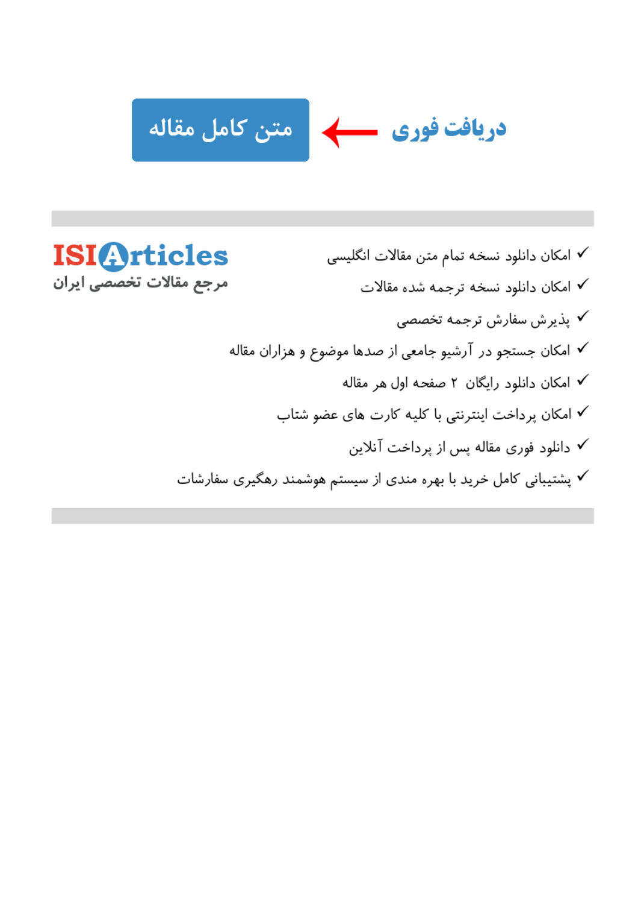دریافت فوری ← متن کامل مقاله

ISIArticles
مرجع مقالات تخصصی ایران

- ✓ امکان دانلود نسخه تمام متن مقالات انگلیسی
- ✓ امکان دانلود نسخه ترجمه شده مقالات
- ✓ پذیرش سفارش ترجمه تخصصی
- ✓ امکان جستجو در آرشیو جامعی از صدها موضوع و هزاران مقاله
- ✓ امکان دانلود رایگان ۲ صفحه اول هر مقاله
- ✓ امکان پرداخت اینترنتی با کلیه کارت های عضو شتاب
- ✓ دانلود فوری مقاله پس از پرداخت آنلاین
- ✓ پشتیبانی کامل خرید با بهره مندی از سیستم هوشمند رهگیری سفارشات